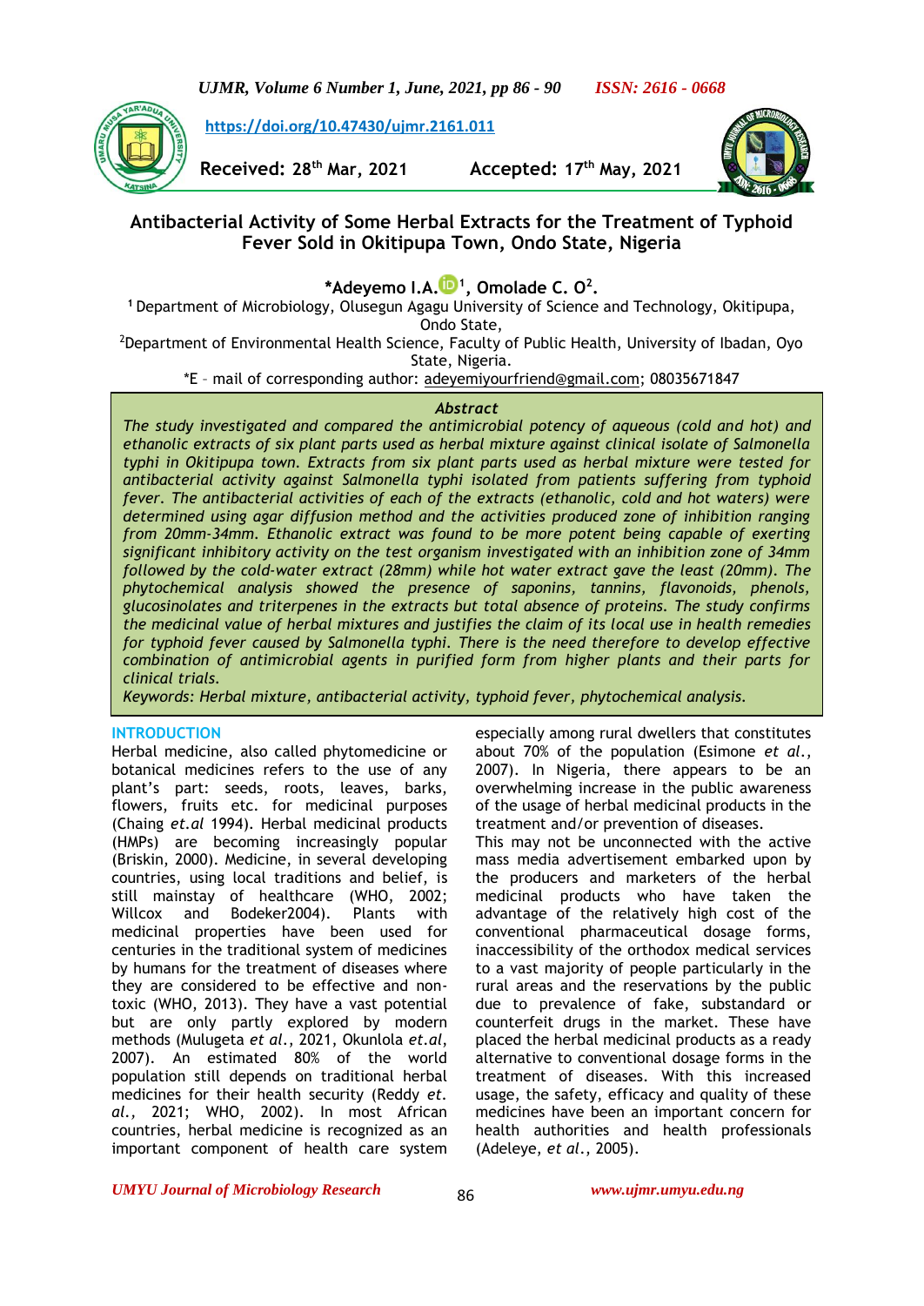https://doi.org/10.47430/ujmr.2161.011

**Received: 28th Mar, 2021 Accepted: 17th May, 2021**

# Antibacterial Activity of Some Herbal Extracts for the Treatment of Typhoid Fever Sold in Okitipupa Town, Ondo State, Nigeria

**\*Adeyemo I.A.[1], Omolade C. O[2].**

[1] Department of Microbiology, Olusegun Agagu University of Science and Technology, Okitipupa, Ondo State,

[2]Department of Environmental Health Science, Faculty of Public Health, University of Ibadan, Oyo State, Nigeria.

*E – mail of corresponding author: adeyemiyourfriend@gmail.com; 08035671847

## Abstract

*The study investigated and compared the antimicrobial potency of aqueous (cold and hot) and ethanolic extracts of six plant parts used as herbal mixture against clinical isolate of Salmonella typhi in Okitipupa town. Extracts from six plant parts used as herbal mixture were tested for antibacterial activity against Salmonella typhi isolated from patients suffering from typhoid fever. The antibacterial activities of each of the extracts (ethanolic, cold and hot waters) were determined using agar diffusion method and the activities produced zone of inhibition ranging from 20mm-34mm. Ethanolic extract was found to be more potent being capable of exerting significant inhibitory activity on the test organism investigated with an inhibition zone of 34mm followed by the cold-water extract (28mm) while hot water extract gave the least (20mm). The phytochemical analysis showed the presence of saponins, tannins, flavonoids, phenols, glucosinolates and triterpenes in the extracts but total absence of proteins. The study confirms the medicinal value of herbal mixtures and justifies the claim of its local use in health remedies for typhoid fever caused by Salmonella typhi. There is the need therefore to develop effective combination of antimicrobial agents in purified form from higher plants and their parts for clinical trials.*

*Keywords: Herbal mixture, antibacterial activity, typhoid fever, phytochemical analysis.*

## INTRODUCTION

Herbal medicine, also called phytomedicine or botanical medicines refers to the use of any plant's part: seeds, roots, leaves, barks, flowers, fruits etc. for medicinal purposes (Chaing *et.al* 1994). Herbal medicinal products (HMPs) are becoming increasingly popular (Briskin, 2000). Medicine, in several developing countries, using local traditions and belief, is still mainstay of healthcare (WHO, 2002; Willcox and Bodeker2004). Plants with medicinal properties have been used for centuries in the traditional system of medicines by humans for the treatment of diseases where they are considered to be effective and non-toxic (WHO, 2013). They have a vast potential but are only partly explored by modern methods (Mulugeta *et al*., 2021, Okunlola *et.al*, 2007). An estimated 80% of the world population still depends on traditional herbal medicines for their health security (Reddy *et. al*., 2021; WHO, 2002). In most African countries, herbal medicine is recognized as an important component of health care system especially among rural dwellers that constitutes about 70% of the population (Esimone *et al*., 2007). In Nigeria, there appears to be an overwhelming increase in the public awareness of the usage of herbal medicinal products in the treatment and/or prevention of diseases.

This may not be unconnected with the active mass media advertisement embarked upon by the producers and marketers of the herbal medicinal products who have taken the advantage of the relatively high cost of the conventional pharmaceutical dosage forms, inaccessibility of the orthodox medical services to a vast majority of people particularly in the rural areas and the reservations by the public due to prevalence of fake, substandard or counterfeit drugs in the market. These have placed the herbal medicinal products as a ready alternative to conventional dosage forms in the treatment of diseases. With this increased usage, the safety, efficacy and quality of these medicines have been an important concern for health authorities and health professionals (Adeleye, *et al*., 2005).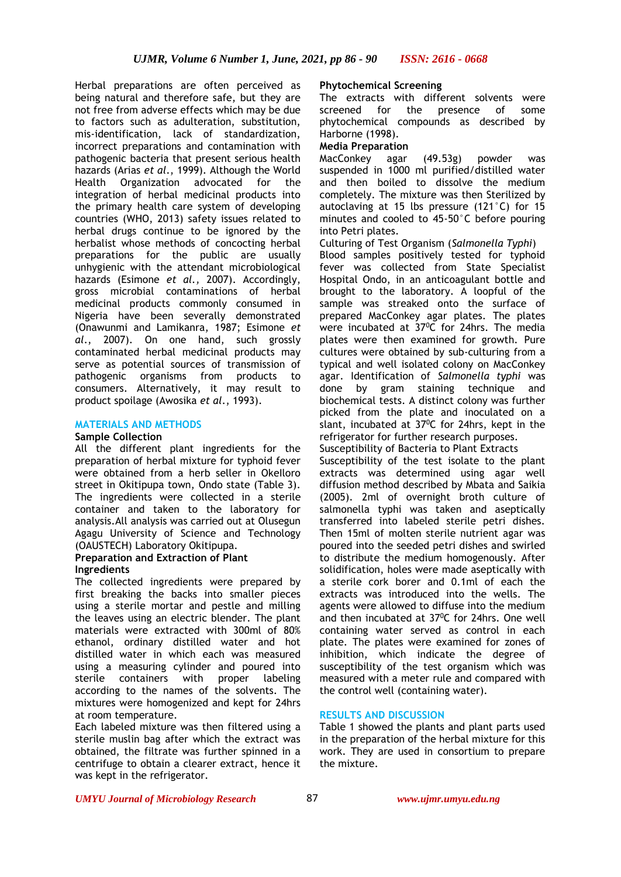Herbal preparations are often perceived as being natural and therefore safe, but they are not free from adverse effects which may be due to factors such as adulteration, substitution, mis-identification, lack of standardization, incorrect preparations and contamination with pathogenic bacteria that present serious health hazards (Arias *et al.*, 1999). Although the World Health Organization advocated for the integration of herbal medicinal products into the primary health care system of developing countries (WHO, 2013) safety issues related to herbal drugs continue to be ignored by the herbalist whose methods of concocting herbal preparations for the public are usually unhygienic with the attendant microbiological hazards (Esimone *et al.,* 2007). Accordingly, gross microbial contaminations of herbal medicinal products commonly consumed in Nigeria have been severally demonstrated (Onawunmi and Lamikanra, 1987; Esimone *et al.*, 2007). On one hand, such grossly contaminated herbal medicinal products may serve as potential sources of transmission of pathogenic organisms from products to consumers. Alternatively, it may result to product spoilage (Awosika *et al.*, 1993).

## MATERIALS AND METHODS

### Sample Collection

All the different plant ingredients for the preparation of herbal mixture for typhoid fever were obtained from a herb seller in Okelloro street in Okitipupa town, Ondo state (Table 3). The ingredients were collected in a sterile container and taken to the laboratory for analysis.All analysis was carried out at Olusegun Agagu University of Science and Technology (OAUSTECH) Laboratory Okitipupa.

### Preparation and Extraction of Plant Ingredients

The collected ingredients were prepared by first breaking the backs into smaller pieces using a sterile mortar and pestle and milling the leaves using an electric blender. The plant materials were extracted with 300ml of 80% ethanol, ordinary distilled water and hot distilled water in which each was measured using a measuring cylinder and poured into sterile containers with proper labeling according to the names of the solvents. The mixtures were homogenized and kept for 24hrs at room temperature.

Each labeled mixture was then filtered using a sterile muslin bag after which the extract was obtained, the filtrate was further spinned in a centrifuge to obtain a clearer extract, hence it was kept in the refrigerator.

### Phytochemical Screening

The extracts with different solvents were screened for the presence of some phytochemical compounds as described by Harborne (1998).

### Media Preparation

MacConkey agar (49.53g) powder was suspended in 1000 ml purified/distilled water and then boiled to dissolve the medium completely. The mixture was then Sterilized by autoclaving at 15 lbs pressure (121˚C) for 15 minutes and cooled to 45-50˚C before pouring into Petri plates.

Culturing of Test Organism (*Salmonella Typhi*)

Blood samples positively tested for typhoid fever was collected from State Specialist Hospital Ondo, in an anticoagulant bottle and brought to the laboratory. A loopful of the sample was streaked onto the surface of prepared MacConkey agar plates. The plates were incubated at 37$^0$C for 24hrs. The media plates were then examined for growth. Pure cultures were obtained by sub-culturing from a typical and well isolated colony on MacConkey agar. Identification of *Salmonella typhi* was done by gram staining technique and biochemical tests. A distinct colony was further picked from the plate and inoculated on a slant, incubated at 37$^0$C for 24hrs, kept in the refrigerator for further research purposes.

Susceptibility of Bacteria to Plant Extracts

Susceptibility of the test isolate to the plant extracts was determined using agar well diffusion method described by Mbata and Saikia (2005). 2ml of overnight broth culture of salmonella typhi was taken and aseptically transferred into labeled sterile petri dishes. Then 15ml of molten sterile nutrient agar was poured into the seeded petri dishes and swirled to distribute the medium homogenously. After solidification, holes were made aseptically with a sterile cork borer and 0.1ml of each the extracts was introduced into the wells. The agents were allowed to diffuse into the medium and then incubated at 37$^0$C for 24hrs. One well containing water served as control in each plate. The plates were examined for zones of inhibition, which indicate the degree of susceptibility of the test organism which was measured with a meter rule and compared with the control well (containing water).

## RESULTS AND DISCUSSION

Table 1 showed the plants and plant parts used in the preparation of the herbal mixture for this work. They are used in consortium to prepare the mixture.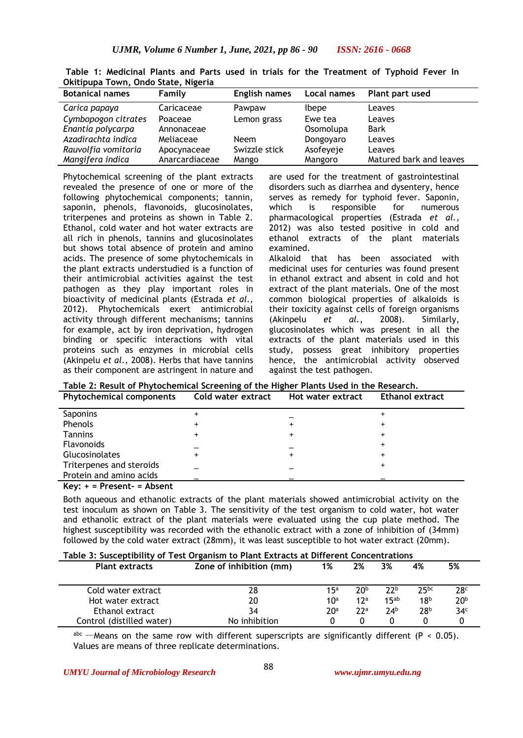**Table 1: Medicinal Plants and Parts used in trials for the Treatment of Typhoid Fever In Okitipupa Town, Ondo State, Nigeria**

| Botanical names | Family | English names | Local names | Plant part used |
|---|---|---|---|---|
| *Carica papaya* | Caricaceae | Pawpaw | Ibepe | Leaves |
| *Cymbopogon citrates* | Poaceae | Lemon grass | Ewe tea | Leaves |
| *Enantia polycarpa* | Annonaceae | | Osomolupa | Bark |
| *Azadirachta indica* | Meliaceae | Neem | Dongoyaro | Leaves |
| *Rauvolfia vomitoria* | Apocynaceae | Swizzle stick | Asofeyeje | Leaves |
| *Mangifera indica* | Anarcardiaceae | Mango | Mangoro | Matured bark and leaves |

Phytochemical screening of the plant extracts revealed the presence of one or more of the following phytochemical components; tannin, saponin, phenols, flavonoids, glucosinolates, triterpenes and proteins as shown in Table 2. Ethanol, cold water and hot water extracts are all rich in phenols, tannins and glucosinolates but shows total absence of protein and amino acids. The presence of some phytochemicals in the plant extracts understudied is a function of their antimicrobial activities against the test pathogen as they play important roles in bioactivity of medicinal plants (Estrada *et al.*, 2012). Phytochemicals exert antimicrobial activity through different mechanisms; tannins for example, act by iron deprivation, hydrogen binding or specific interactions with vital proteins such as enzymes in microbial cells (Akinpelu *et al.*, 2008). Herbs that have tannins as their component are astringent in nature and are used for the treatment of gastrointestinal disorders such as diarrhea and dysentery, hence serves as remedy for typhoid fever. Saponin, which is responsible for numerous pharmacological properties (Estrada *et al.*, 2012) was also tested positive in cold and ethanol extracts of the plant materials examined.

Alkaloid that has been associated with medicinal uses for centuries was found present in ethanol extract and absent in cold and hot extract of the plant materials. One of the most common biological properties of alkaloids is their toxicity against cells of foreign organisms (Akinpelu *et al.*, 2008). Similarly, glucosinolates which was present in all the extracts of the plant materials used in this study, possess great inhibitory properties hence, the antimicrobial activity observed against the test pathogen.

**Table 2: Result of Phytochemical Screening of the Higher Plants Used in the Research.**

| Phytochemical components | Cold water extract | Hot water extract | Ethanol extract |
|---|---|---|---|
| Saponins | + | _ | + |
| Phenols | + | + | + |
| Tannins | + | + | + |
| Flavonoids | _ | _ | + |
| Glucosinolates | + | + | + |
| Triterpenes and steroids | _ | _ | + |
| Protein and amino acids | _ | _ | _ |

**Key: + = Present- = Absent**

Both aqueous and ethanolic extracts of the plant materials showed antimicrobial activity on the test inoculum as shown on Table 3. The sensitivity of the test organism to cold water, hot water and ethanolic extract of the plant materials were evaluated using the cup plate method. The highest susceptibility was recorded with the ethanolic extract with a zone of inhibition of (34mm) followed by the cold water extract (28mm), it was least susceptible to hot water extract (20mm).

**Table 3: Susceptibility of Test Organism to Plant Extracts at Different Concentrations**

| Plant extracts | Zone of inhibition (mm) | 1% | 2% | 3% | 4% | 5% |
|---|---|---|---|---|---|---|
| Cold water extract | 28 | $15^{a}$ | $20^{b}$ | $22^{b}$ | $25^{bc}$ | $28^{c}$ |
| Hot water extract | 20 | $10^{a}$ | $12^{a}$ | $15^{ab}$ | $18^{b}$ | $20^{b}$ |
| Ethanol extract | 34 | $20^{a}$ | $22^{a}$ | $24^{b}$ | $28^{b}$ | $34^{c}$ |
| Control (distilled water) | No inhibition | 0 | 0 | 0 | 0 | 0 |

abc ……Means on the same row with different superscripts are significantly different ($P < 0.05$). Values are means of three replicate determinations.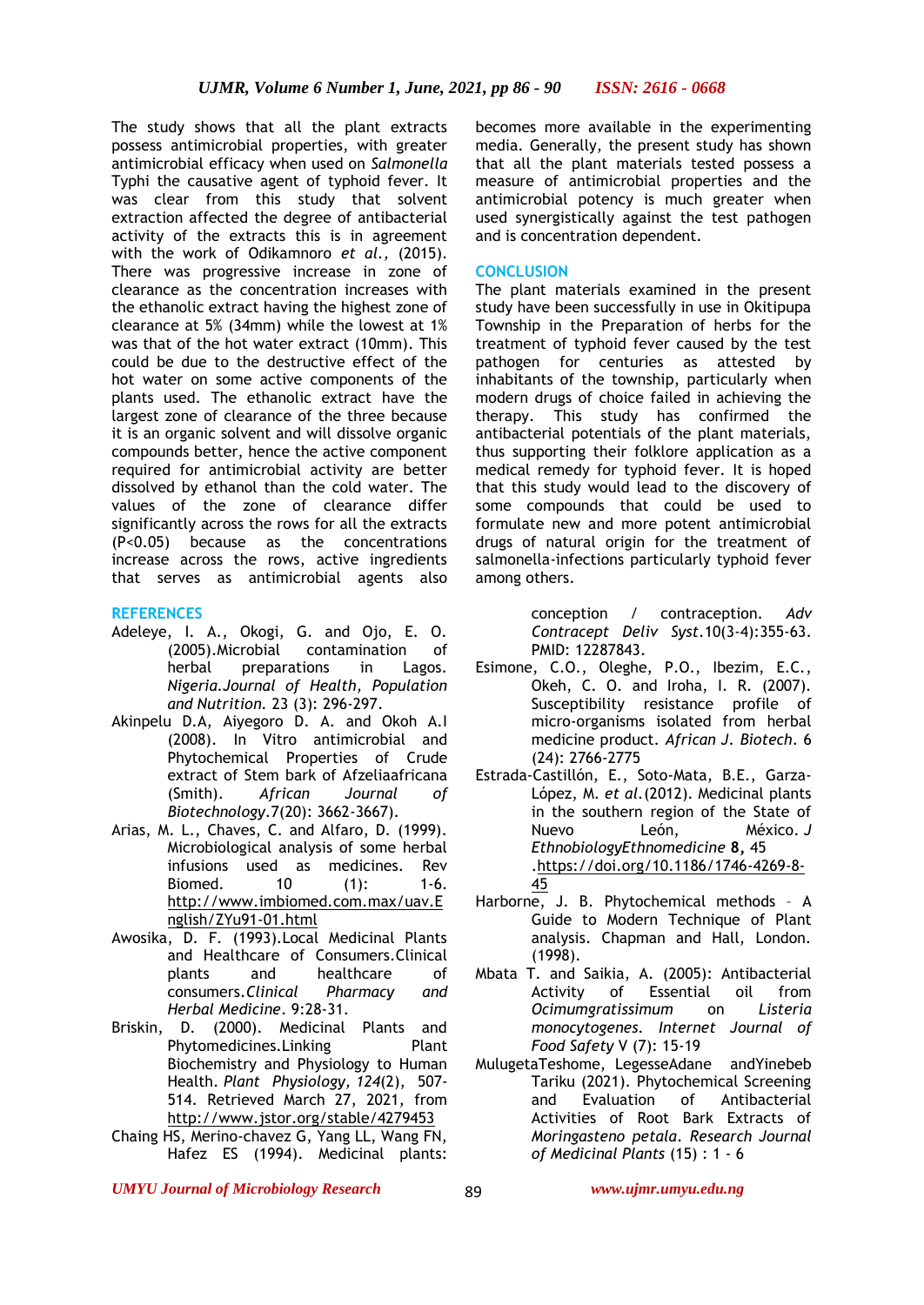The study shows that all the plant extracts possess antimicrobial properties, with greater antimicrobial efficacy when used on *Salmonella* Typhi the causative agent of typhoid fever. It was clear from this study that solvent extraction affected the degree of antibacterial activity of the extracts this is in agreement with the work of Odikamnoro *et al.,* (2015). There was progressive increase in zone of clearance as the concentration increases with the ethanolic extract having the highest zone of clearance at 5% (34mm) while the lowest at 1% was that of the hot water extract (10mm). This could be due to the destructive effect of the hot water on some active components of the plants used. The ethanolic extract have the largest zone of clearance of the three because it is an organic solvent and will dissolve organic compounds better, hence the active component required for antimicrobial activity are better dissolved by ethanol than the cold water. The values of the zone of clearance differ significantly across the rows for all the extracts ($P<0.05$) because as the concentrations increase across the rows, active ingredients that serves as antimicrobial agents also becomes more available in the experimenting media. Generally, the present study has shown that all the plant materials tested possess a measure of antimicrobial properties and the antimicrobial potency is much greater when used synergistically against the test pathogen and is concentration dependent.

## CONCLUSION

The plant materials examined in the present study have been successfully in use in Okitipupa Township in the Preparation of herbs for the treatment of typhoid fever caused by the test pathogen for centuries as attested by inhabitants of the township, particularly when modern drugs of choice failed in achieving the therapy. This study has confirmed the antibacterial potentials of the plant materials, thus supporting their folklore application as a medical remedy for typhoid fever. It is hoped that this study would lead to the discovery of some compounds that could be used to formulate new and more potent antimicrobial drugs of natural origin for the treatment of salmonella-infections particularly typhoid fever among others.

## REFERENCES

Adeleye, I. A., Okogi, G. and Ojo, E. O. (2005).Microbial contamination of herbal preparations in Lagos. *Nigeria.Journal of Health, Population and Nutrition*. 23 (3): 296-297.

Akinpelu D.A, Aiyegoro D. A. and Okoh A.I (2008). In Vitro antimicrobial and Phytochemical Properties of Crude extract of Stem bark of Afzeliaafricana (Smith). *African Journal of Biotechnology*.7(20): 3662-3667).

Arias, M. L., Chaves, C. and Alfaro, D. (1999). Microbiological analysis of some herbal infusions used as medicines. Rev Biomed. 10 (1): 1-6. http://www.imbiomed.com.max/uav.English/ZYu91-01.html

Awosika, D. F. (1993).Local Medicinal Plants and Healthcare of Consumers.Clinical plants and healthcare of consumers.*Clinical Pharmacy and Herbal Medicine*. 9:28-31.

Briskin, D. (2000). Medicinal Plants and Phytomedicines.Linking Plant Biochemistry and Physiology to Human Health. *Plant Physiology, 124*(2), 507-514. Retrieved March 27, 2021, from http://www.jstor.org/stable/4279453

Chaing HS, Merino-chavez G, Yang LL, Wang FN, Hafez ES (1994). Medicinal plants: conception / contraception. *Adv Contracept Deliv Syst*.10(3-4):355-63. PMID: 12287843.

Esimone, C.O., Oleghe, P.O., Ibezim, E.C., Okeh, C. O. and Iroha, I. R. (2007). Susceptibility resistance profile of micro-organisms isolated from herbal medicine product. *African J. Biotech*. 6 (24): 2766-2775

Estrada-Castillón, E., Soto-Mata, B.E., Garza-López, M. *et al.*(2012). Medicinal plants in the southern region of the State of Nuevo León, México. *J EthnobiologyEthnomedicine* **8**, 45 .https://doi.org/10.1186/1746-4269-8-45

Harborne, J. B. Phytochemical methods – A Guide to Modern Technique of Plant analysis. Chapman and Hall, London. (1998).

Mbata T. and Saikia, A. (2005): Antibacterial Activity of Essential oil from *Ocimumgratissimum* on *Listeria monocytogenes*. *Internet Journal of Food Safety* V (7): 15-19

MulugetaTeshome, LegesseAdane andYinebeb Tariku (2021). Phytochemical Screening and Evaluation of Antibacterial Activities of Root Bark Extracts of *Moringasteno petala*. *Research Journal of Medicinal Plants* (15) : 1 - 6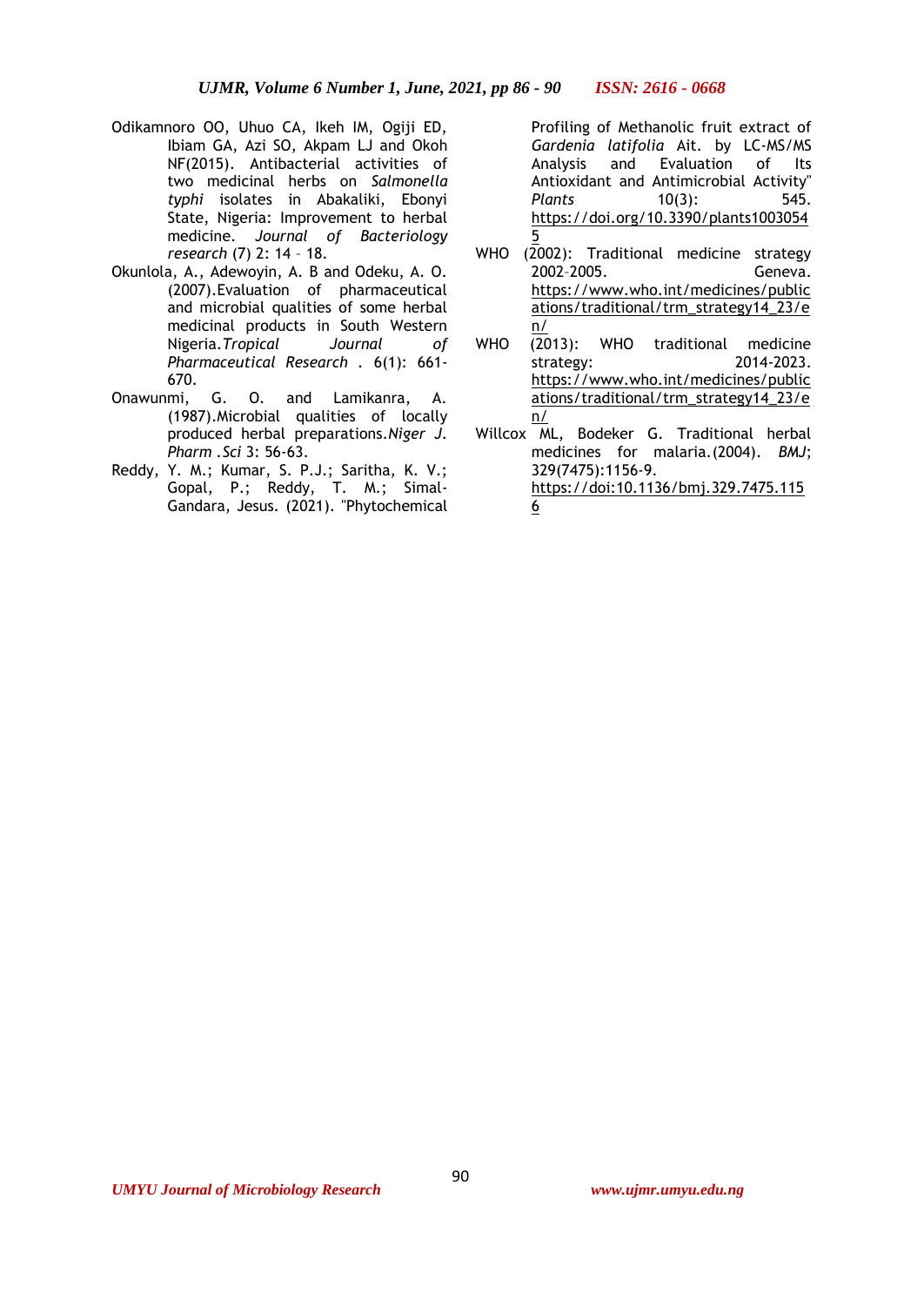Odikamnoro OO, Uhuo CA, Ikeh IM, Ogiji ED, Ibiam GA, Azi SO, Akpam LJ and Okoh NF(2015). Antibacterial activities of two medicinal herbs on *Salmonella typhi* isolates in Abakaliki, Ebonyi State, Nigeria: Improvement to herbal medicine. *Journal of Bacteriology research* (7) 2: 14 – 18.

Okunlola, A., Adewoyin, A. B and Odeku, A. O. (2007).Evaluation of pharmaceutical and microbial qualities of some herbal medicinal products in South Western Nigeria.*Tropical Journal of Pharmaceutical Research* . 6(1): 661-670.

Onawunmi, G. O. and Lamikanra, A. (1987).Microbial qualities of locally produced herbal preparations.*Niger J. Pharm .Sci* 3: 56-63.

Reddy, Y. M.; Kumar, S. P.J.; Saritha, K. V.; Gopal, P.; Reddy, T. M.; Simal-Gandara, Jesus. (2021). "Phytochemical Profiling of Methanolic fruit extract of *Gardenia latifolia* Ait. by LC-MS/MS Analysis and Evaluation of Its Antioxidant and Antimicrobial Activity" *Plants* 10(3): 545. https://doi.org/10.3390/plants10030545

WHO (2002): Traditional medicine strategy 2002–2005. Geneva. https://www.who.int/medicines/publications/traditional/trm_strategy14_23/en/

WHO (2013): WHO traditional medicine strategy: 2014-2023. https://www.who.int/medicines/publications/traditional/trm_strategy14_23/en/

Willcox ML, Bodeker G. Traditional herbal medicines for malaria.(2004). *BMJ*; 329(7475):1156-9. https://doi:10.1136/bmj.329.7475.1156